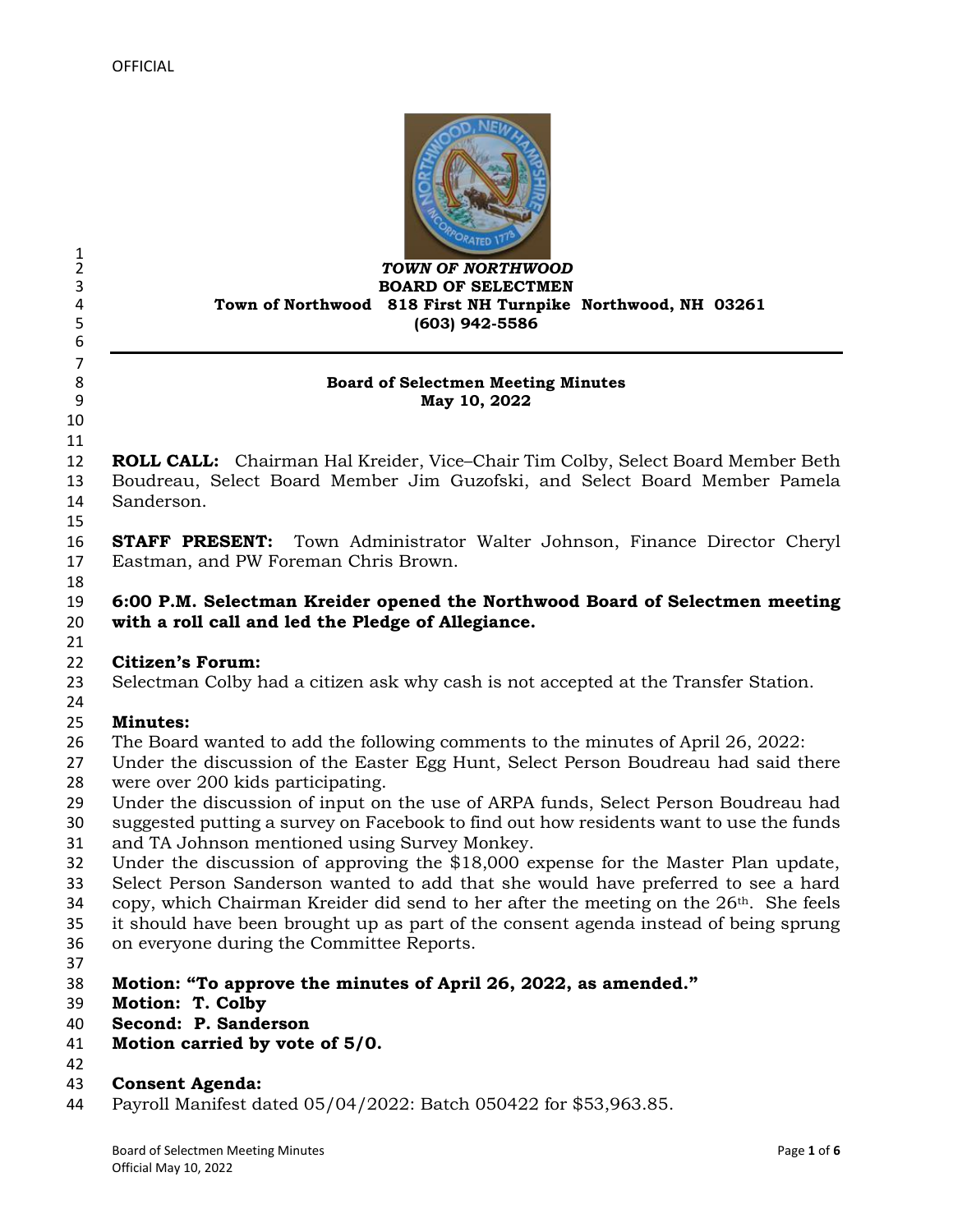OFFICIAL

***TOWN OF NORTHWOOD***
**BOARD OF SELECTMEN**
**Town of Northwood 818 First NH Turnpike Northwood, NH 03261**
**(603) 942-5586**

---

**Board of Selectmen Meeting Minutes**
**May 10, 2022**

**ROLL CALL:** Chairman Hal Kreider, Vice–Chair Tim Colby, Select Board Member Beth Boudreau, Select Board Member Jim Guzofski, and Select Board Member Pamela Sanderson.

**STAFF PRESENT:** Town Administrator Walter Johnson, Finance Director Cheryl Eastman, and PW Foreman Chris Brown.

**6:00 P.M. Selectman Kreider opened the Northwood Board of Selectmen meeting with a roll call and led the Pledge of Allegiance.**

**Citizen's Forum:**
Selectman Colby had a citizen ask why cash is not accepted at the Transfer Station.

**Minutes:**
The Board wanted to add the following comments to the minutes of April 26, 2022:
Under the discussion of the Easter Egg Hunt, Select Person Boudreau had said there were over 200 kids participating.
Under the discussion of input on the use of ARPA funds, Select Person Boudreau had suggested putting a survey on Facebook to find out how residents want to use the funds and TA Johnson mentioned using Survey Monkey.
Under the discussion of approving the $18,000 expense for the Master Plan update, Select Person Sanderson wanted to add that she would have preferred to see a hard copy, which Chairman Kreider did send to her after the meeting on the 26th. She feels it should have been brought up as part of the consent agenda instead of being sprung on everyone during the Committee Reports.

**Motion: "To approve the minutes of April 26, 2022, as amended."**
**Motion: T. Colby**
**Second: P. Sanderson**
**Motion carried by vote of 5/0.**

**Consent Agenda:**
Payroll Manifest dated 05/04/2022: Batch 050422 for $53,963.85.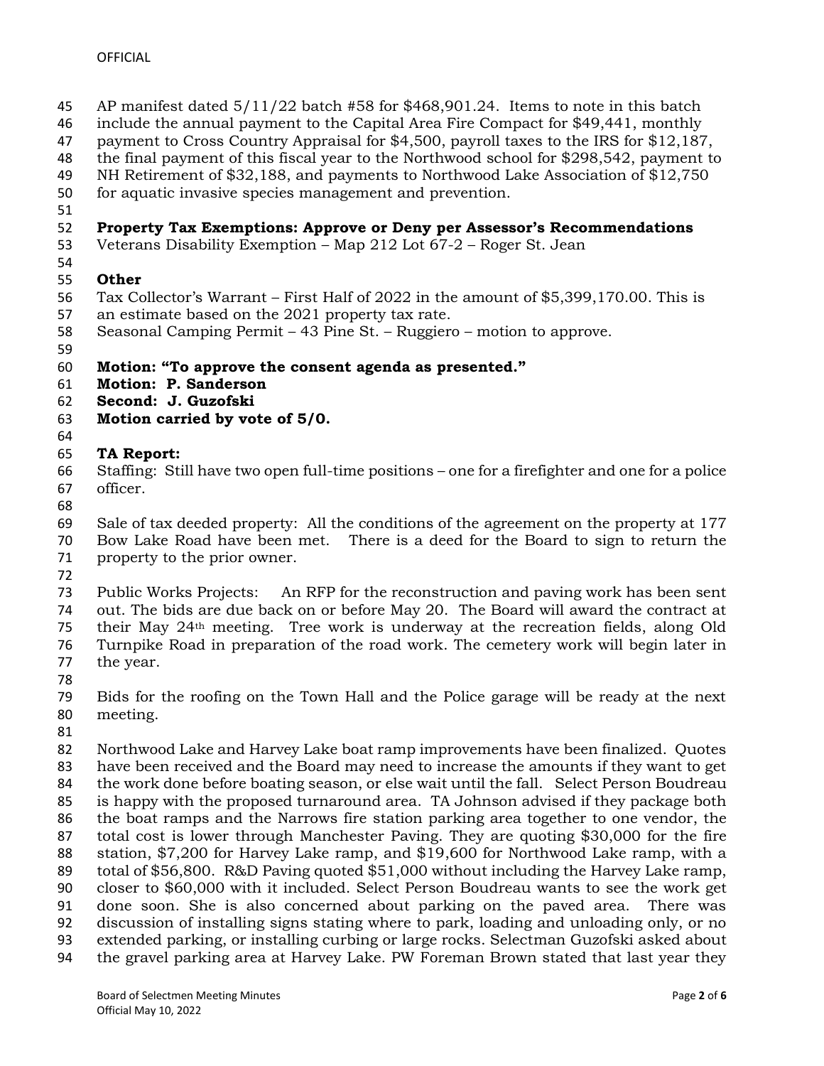AP manifest dated 5/11/22 batch #58 for $468,901.24. Items to note in this batch include the annual payment to the Capital Area Fire Compact for $49,441, monthly payment to Cross Country Appraisal for $4,500, payroll taxes to the IRS for $12,187, the final payment of this fiscal year to the Northwood school for $298,542, payment to NH Retirement of $32,188, and payments to Northwood Lake Association of $12,750 for aquatic invasive species management and prevention.

**Property Tax Exemptions: Approve or Deny per Assessor's Recommendations**
Veterans Disability Exemption – Map 212 Lot 67-2 – Roger St. Jean

**Other**
Tax Collector's Warrant – First Half of 2022 in the amount of $5,399,170.00. This is an estimate based on the 2021 property tax rate.
Seasonal Camping Permit – 43 Pine St. – Ruggiero – motion to approve.

**Motion: "To approve the consent agenda as presented."**
**Motion: P. Sanderson**
**Second: J. Guzofski**
**Motion carried by vote of 5/0.**

**TA Report:**
Staffing: Still have two open full-time positions – one for a firefighter and one for a police officer.

Sale of tax deeded property: All the conditions of the agreement on the property at 177 Bow Lake Road have been met. There is a deed for the Board to sign to return the property to the prior owner.

Public Works Projects: An RFP for the reconstruction and paving work has been sent out. The bids are due back on or before May 20. The Board will award the contract at their May 24th meeting. Tree work is underway at the recreation fields, along Old Turnpike Road in preparation of the road work. The cemetery work will begin later in the year.

Bids for the roofing on the Town Hall and the Police garage will be ready at the next meeting.

Northwood Lake and Harvey Lake boat ramp improvements have been finalized. Quotes have been received and the Board may need to increase the amounts if they want to get the work done before boating season, or else wait until the fall. Select Person Boudreau is happy with the proposed turnaround area. TA Johnson advised if they package both the boat ramps and the Narrows fire station parking area together to one vendor, the total cost is lower through Manchester Paving. They are quoting $30,000 for the fire station, $7,200 for Harvey Lake ramp, and $19,600 for Northwood Lake ramp, with a total of $56,800. R&D Paving quoted $51,000 without including the Harvey Lake ramp, closer to $60,000 with it included. Select Person Boudreau wants to see the work get done soon. She is also concerned about parking on the paved area. There was discussion of installing signs stating where to park, loading and unloading only, or no extended parking, or installing curbing or large rocks. Selectman Guzofski asked about the gravel parking area at Harvey Lake. PW Foreman Brown stated that last year they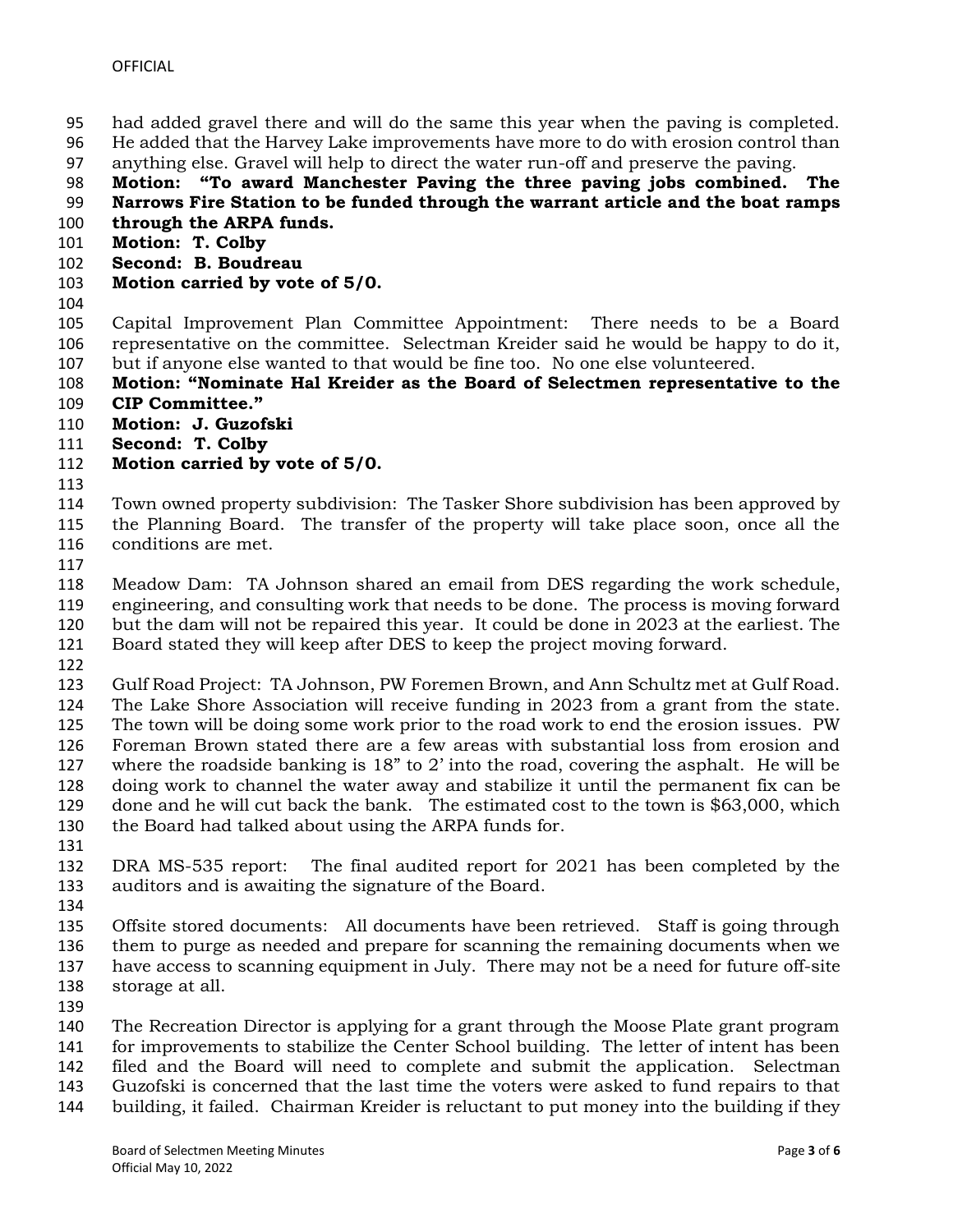had added gravel there and will do the same this year when the paving is completed. He added that the Harvey Lake improvements have more to do with erosion control than anything else. Gravel will help to direct the water run-off and preserve the paving.

**Motion: "To award Manchester Paving the three paving jobs combined. The Narrows Fire Station to be funded through the warrant article and the boat ramps through the ARPA funds.**
**Motion: T. Colby**
**Second: B. Boudreau**
**Motion carried by vote of 5/0.**

Capital Improvement Plan Committee Appointment: There needs to be a Board representative on the committee. Selectman Kreider said he would be happy to do it, but if anyone else wanted to that would be fine too. No one else volunteered.

**Motion: "Nominate Hal Kreider as the Board of Selectmen representative to the CIP Committee."**
**Motion: J. Guzofski**
**Second: T. Colby**
**Motion carried by vote of 5/0.**

Town owned property subdivision: The Tasker Shore subdivision has been approved by the Planning Board. The transfer of the property will take place soon, once all the conditions are met.

Meadow Dam: TA Johnson shared an email from DES regarding the work schedule, engineering, and consulting work that needs to be done. The process is moving forward but the dam will not be repaired this year. It could be done in 2023 at the earliest. The Board stated they will keep after DES to keep the project moving forward.

Gulf Road Project: TA Johnson, PW Foremen Brown, and Ann Schultz met at Gulf Road. The Lake Shore Association will receive funding in 2023 from a grant from the state. The town will be doing some work prior to the road work to end the erosion issues. PW Foreman Brown stated there are a few areas with substantial loss from erosion and where the roadside banking is 18" to 2' into the road, covering the asphalt. He will be doing work to channel the water away and stabilize it until the permanent fix can be done and he will cut back the bank. The estimated cost to the town is $63,000, which the Board had talked about using the ARPA funds for.

DRA MS-535 report: The final audited report for 2021 has been completed by the auditors and is awaiting the signature of the Board.

Offsite stored documents: All documents have been retrieved. Staff is going through them to purge as needed and prepare for scanning the remaining documents when we have access to scanning equipment in July. There may not be a need for future off-site storage at all.

The Recreation Director is applying for a grant through the Moose Plate grant program for improvements to stabilize the Center School building. The letter of intent has been filed and the Board will need to complete and submit the application. Selectman Guzofski is concerned that the last time the voters were asked to fund repairs to that building, it failed. Chairman Kreider is reluctant to put money into the building if they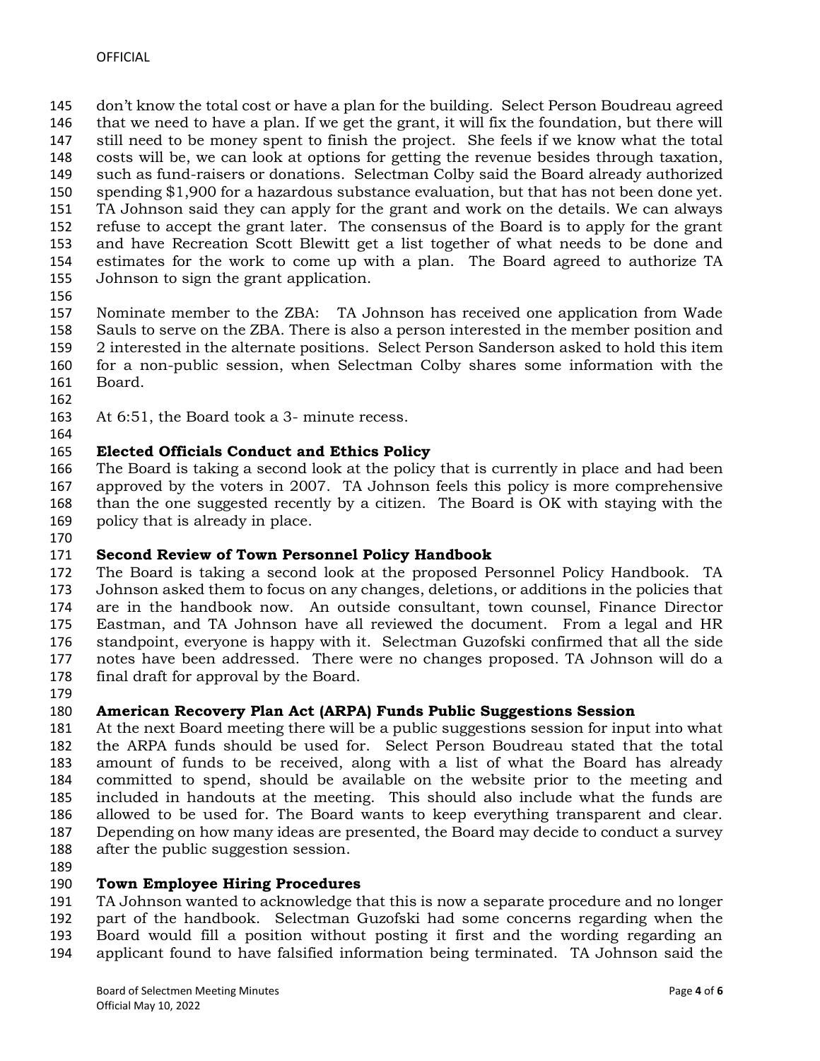don't know the total cost or have a plan for the building. Select Person Boudreau agreed that we need to have a plan. If we get the grant, it will fix the foundation, but there will still need to be money spent to finish the project. She feels if we know what the total costs will be, we can look at options for getting the revenue besides through taxation, such as fund-raisers or donations. Selectman Colby said the Board already authorized spending $1,900 for a hazardous substance evaluation, but that has not been done yet. TA Johnson said they can apply for the grant and work on the details. We can always refuse to accept the grant later. The consensus of the Board is to apply for the grant and have Recreation Scott Blewitt get a list together of what needs to be done and estimates for the work to come up with a plan. The Board agreed to authorize TA Johnson to sign the grant application.

Nominate member to the ZBA: TA Johnson has received one application from Wade Sauls to serve on the ZBA. There is also a person interested in the member position and 2 interested in the alternate positions. Select Person Sanderson asked to hold this item for a non-public session, when Selectman Colby shares some information with the Board.

At 6:51, the Board took a 3- minute recess.

**Elected Officials Conduct and Ethics Policy**

The Board is taking a second look at the policy that is currently in place and had been approved by the voters in 2007. TA Johnson feels this policy is more comprehensive than the one suggested recently by a citizen. The Board is OK with staying with the policy that is already in place.

**Second Review of Town Personnel Policy Handbook**

The Board is taking a second look at the proposed Personnel Policy Handbook. TA Johnson asked them to focus on any changes, deletions, or additions in the policies that are in the handbook now. An outside consultant, town counsel, Finance Director Eastman, and TA Johnson have all reviewed the document. From a legal and HR standpoint, everyone is happy with it. Selectman Guzofski confirmed that all the side notes have been addressed. There were no changes proposed. TA Johnson will do a final draft for approval by the Board.

**American Recovery Plan Act (ARPA) Funds Public Suggestions Session**

At the next Board meeting there will be a public suggestions session for input into what the ARPA funds should be used for. Select Person Boudreau stated that the total amount of funds to be received, along with a list of what the Board has already committed to spend, should be available on the website prior to the meeting and included in handouts at the meeting. This should also include what the funds are allowed to be used for. The Board wants to keep everything transparent and clear. Depending on how many ideas are presented, the Board may decide to conduct a survey after the public suggestion session.

**Town Employee Hiring Procedures**

TA Johnson wanted to acknowledge that this is now a separate procedure and no longer part of the handbook. Selectman Guzofski had some concerns regarding when the Board would fill a position without posting it first and the wording regarding an applicant found to have falsified information being terminated. TA Johnson said the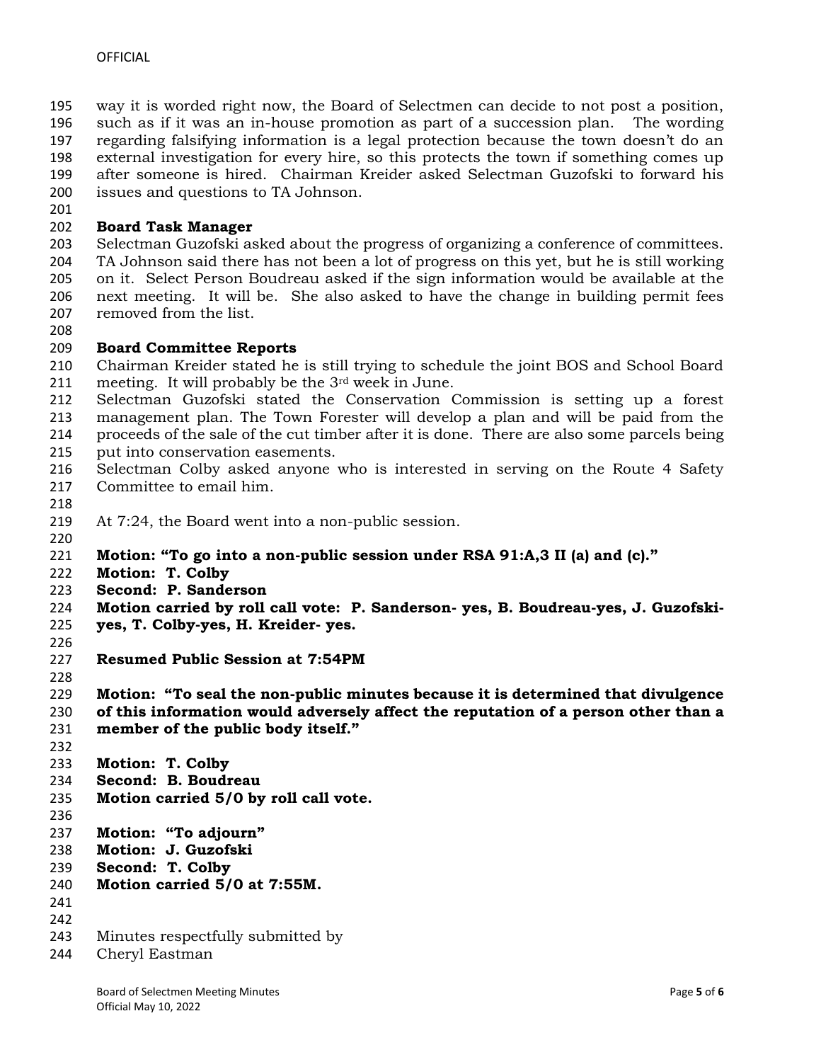way it is worded right now, the Board of Selectmen can decide to not post a position, such as if it was an in-house promotion as part of a succession plan. The wording regarding falsifying information is a legal protection because the town doesn't do an external investigation for every hire, so this protects the town if something comes up after someone is hired. Chairman Kreider asked Selectman Guzofski to forward his issues and questions to TA Johnson.

**Board Task Manager**

Selectman Guzofski asked about the progress of organizing a conference of committees. TA Johnson said there has not been a lot of progress on this yet, but he is still working on it. Select Person Boudreau asked if the sign information would be available at the next meeting. It will be. She also asked to have the change in building permit fees removed from the list.

**Board Committee Reports**

Chairman Kreider stated he is still trying to schedule the joint BOS and School Board meeting. It will probably be the 3rd week in June.

Selectman Guzofski stated the Conservation Commission is setting up a forest management plan. The Town Forester will develop a plan and will be paid from the proceeds of the sale of the cut timber after it is done. There are also some parcels being put into conservation easements.

Selectman Colby asked anyone who is interested in serving on the Route 4 Safety Committee to email him.

At 7:24, the Board went into a non-public session.

**Motion: "To go into a non-public session under RSA 91:A,3 II (a) and (c)."**
**Motion: T. Colby**
**Second: P. Sanderson**
**Motion carried by roll call vote: P. Sanderson- yes, B. Boudreau-yes, J. Guzofski-yes, T. Colby-yes, H. Kreider- yes.**

**Resumed Public Session at 7:54PM**

**Motion: "To seal the non-public minutes because it is determined that divulgence of this information would adversely affect the reputation of a person other than a member of the public body itself."**

**Motion: T. Colby**
**Second: B. Boudreau**
**Motion carried 5/0 by roll call vote.**

**Motion: "To adjourn"**
**Motion: J. Guzofski**
**Second: T. Colby**
**Motion carried 5/0 at 7:55M.**

Minutes respectfully submitted by
Cheryl Eastman